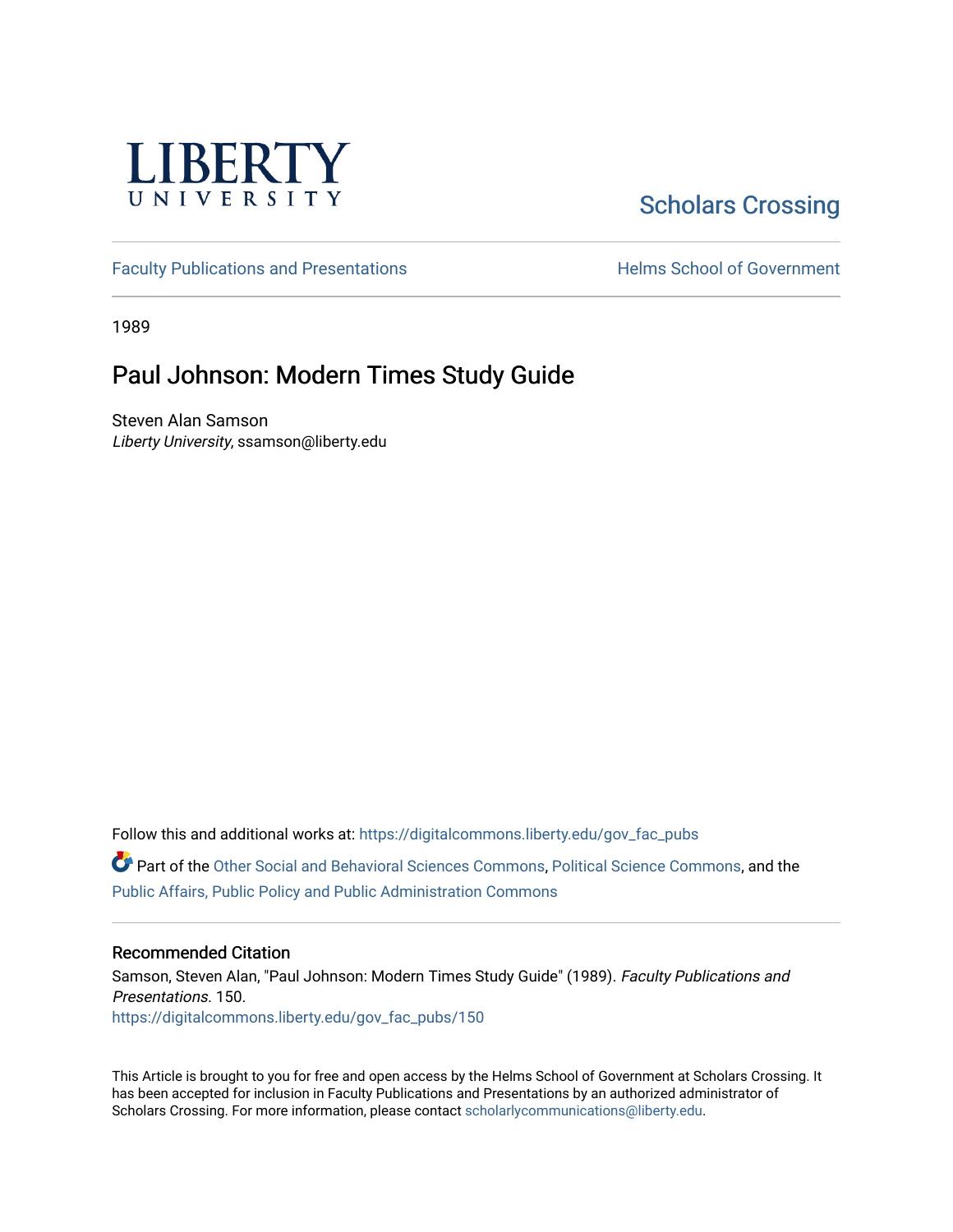LIBERTY UNIVERSITY

Scholars Crossing

Faculty Publications and Presentations

Helms School of Government

1989

# Paul Johnson: Modern Times Study Guide

Steven Alan Samson
*Liberty University*, ssamson@liberty.edu

Follow this and additional works at: https://digitalcommons.liberty.edu/gov_fac_pubs

Part of the Other Social and Behavioral Sciences Commons, Political Science Commons, and the Public Affairs, Public Policy and Public Administration Commons

## Recommended Citation

Samson, Steven Alan, "Paul Johnson: Modern Times Study Guide" (1989). *Faculty Publications and Presentations*. 150.
https://digitalcommons.liberty.edu/gov_fac_pubs/150

This Article is brought to you for free and open access by the Helms School of Government at Scholars Crossing. It has been accepted for inclusion in Faculty Publications and Presentations by an authorized administrator of Scholars Crossing. For more information, please contact scholarlycommunications@liberty.edu.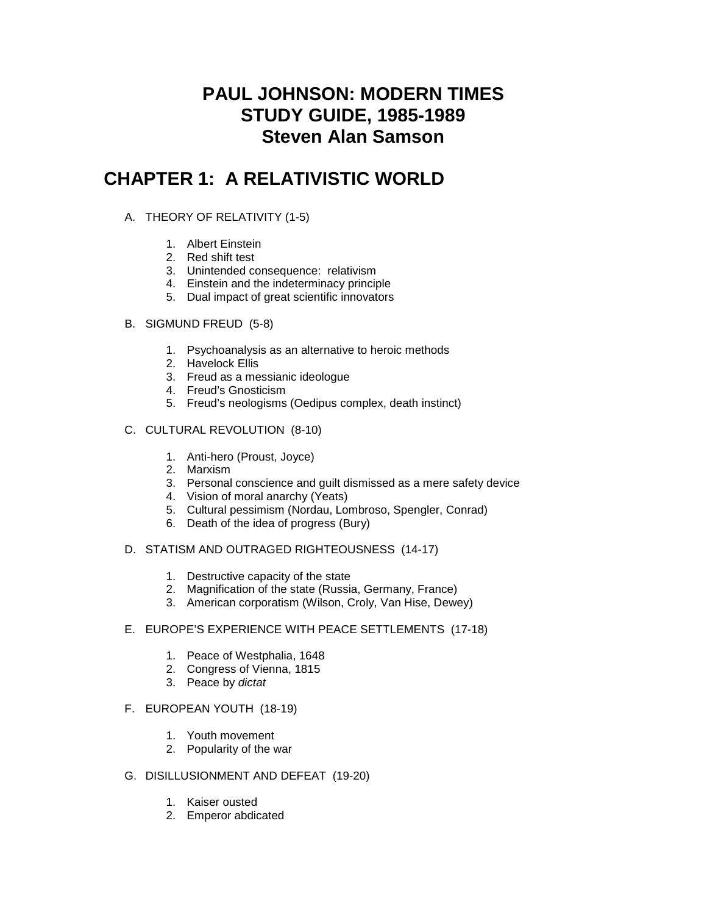# PAUL JOHNSON: MODERN TIMES
# STUDY GUIDE, 1985-1989
# Steven Alan Samson

## CHAPTER 1: A RELATIVISTIC WORLD

A. THEORY OF RELATIVITY (1-5)

1. Albert Einstein
2. Red shift test
3. Unintended consequence: relativism
4. Einstein and the indeterminacy principle
5. Dual impact of great scientific innovators

B. SIGMUND FREUD (5-8)

1. Psychoanalysis as an alternative to heroic methods
2. Havelock Ellis
3. Freud as a messianic ideologue
4. Freud's Gnosticism
5. Freud's neologisms (Oedipus complex, death instinct)

C. CULTURAL REVOLUTION (8-10)

1. Anti-hero (Proust, Joyce)
2. Marxism
3. Personal conscience and guilt dismissed as a mere safety device
4. Vision of moral anarchy (Yeats)
5. Cultural pessimism (Nordau, Lombroso, Spengler, Conrad)
6. Death of the idea of progress (Bury)

D. STATISM AND OUTRAGED RIGHTEOUSNESS (14-17)

1. Destructive capacity of the state
2. Magnification of the state (Russia, Germany, France)
3. American corporatism (Wilson, Croly, Van Hise, Dewey)

E. EUROPE'S EXPERIENCE WITH PEACE SETTLEMENTS (17-18)

1. Peace of Westphalia, 1648
2. Congress of Vienna, 1815
3. Peace by *dictat*

F. EUROPEAN YOUTH (18-19)

1. Youth movement
2. Popularity of the war

G. DISILLUSIONMENT AND DEFEAT (19-20)

1. Kaiser ousted
2. Emperor abdicated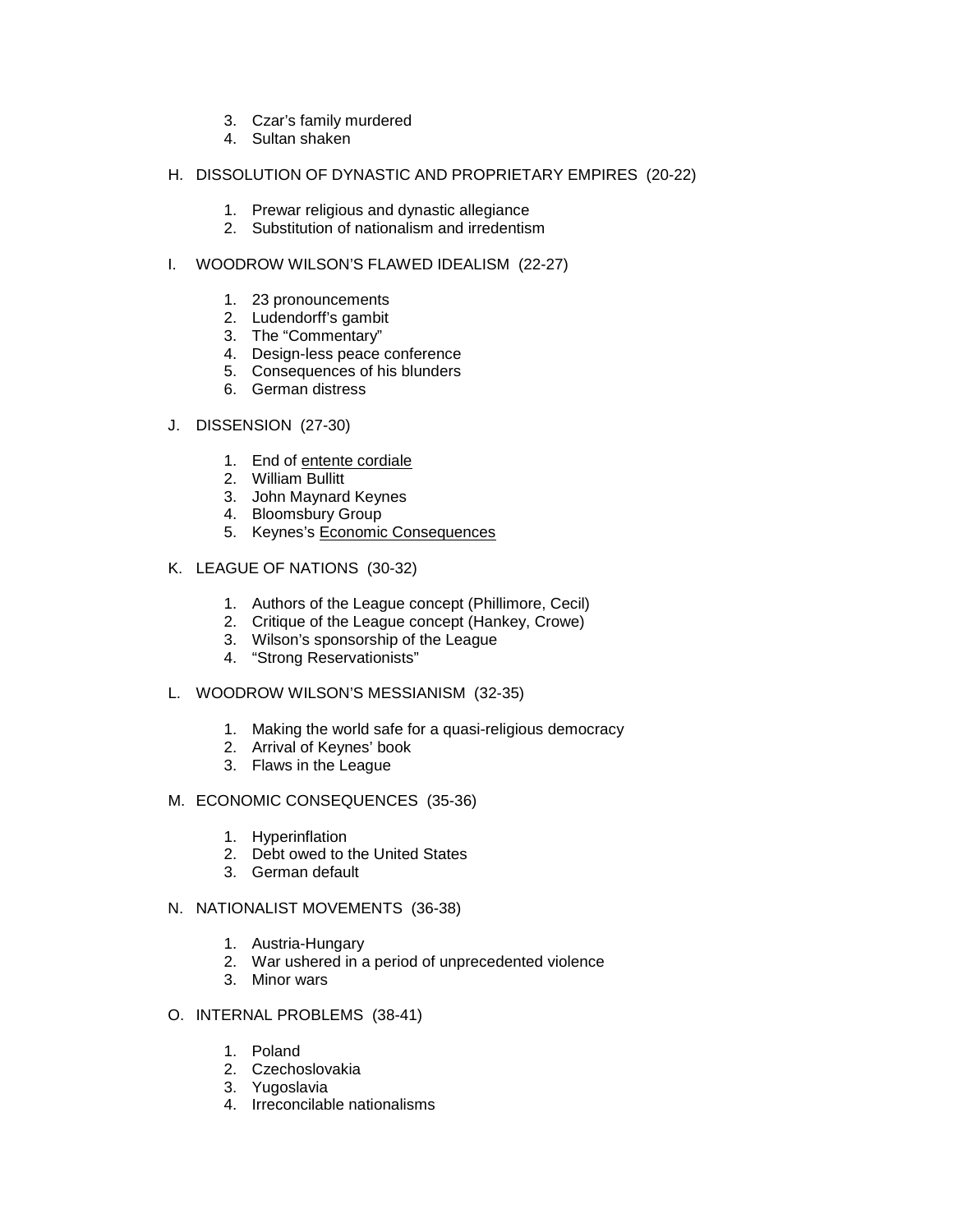3. Czar's family murdered
4. Sultan shaken

H. DISSOLUTION OF DYNASTIC AND PROPRIETARY EMPIRES (20-22)

1. Prewar religious and dynastic allegiance
2. Substitution of nationalism and irredentism

I. WOODROW WILSON'S FLAWED IDEALISM (22-27)

1. 23 pronouncements
2. Ludendorff's gambit
3. The "Commentary"
4. Design-less peace conference
5. Consequences of his blunders
6. German distress

J. DISSENSION (27-30)

1. End of <u>entente cordiale</u>
2. William Bullitt
3. John Maynard Keynes
4. Bloomsbury Group
5. Keynes's <u>Economic Consequences</u>

K. LEAGUE OF NATIONS (30-32)

1. Authors of the League concept (Phillimore, Cecil)
2. Critique of the League concept (Hankey, Crowe)
3. Wilson's sponsorship of the League
4. "Strong Reservationists"

L. WOODROW WILSON'S MESSIANISM (32-35)

1. Making the world safe for a quasi-religious democracy
2. Arrival of Keynes' book
3. Flaws in the League

M. ECONOMIC CONSEQUENCES (35-36)

1. Hyperinflation
2. Debt owed to the United States
3. German default

N. NATIONALIST MOVEMENTS (36-38)

1. Austria-Hungary
2. War ushered in a period of unprecedented violence
3. Minor wars

O. INTERNAL PROBLEMS (38-41)

1. Poland
2. Czechoslovakia
3. Yugoslavia
4. Irreconcilable nationalisms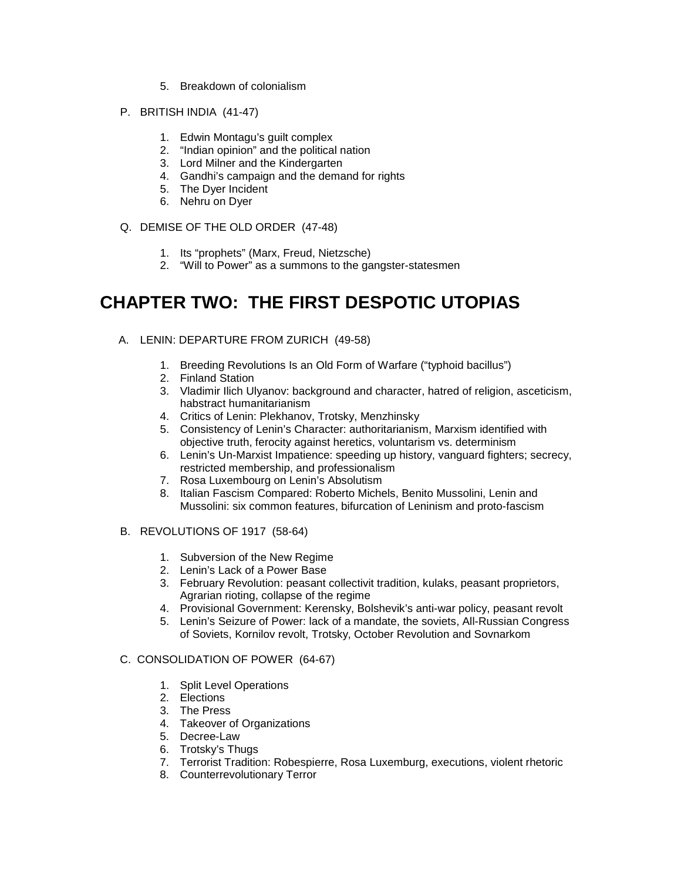5. Breakdown of colonialism

P. BRITISH INDIA (41-47)

1. Edwin Montagu's guilt complex
2. "Indian opinion" and the political nation
3. Lord Milner and the Kindergarten
4. Gandhi's campaign and the demand for rights
5. The Dyer Incident
6. Nehru on Dyer

Q. DEMISE OF THE OLD ORDER (47-48)

1. Its "prophets" (Marx, Freud, Nietzsche)
2. "Will to Power" as a summons to the gangster-statesmen

# CHAPTER TWO: THE FIRST DESPOTIC UTOPIAS

A. LENIN: DEPARTURE FROM ZURICH (49-58)

1. Breeding Revolutions Is an Old Form of Warfare ("typhoid bacillus")
2. Finland Station
3. Vladimir Ilich Ulyanov: background and character, hatred of religion, asceticism, habstract humanitarianism
4. Critics of Lenin: Plekhanov, Trotsky, Menzhinsky
5. Consistency of Lenin's Character: authoritarianism, Marxism identified with objective truth, ferocity against heretics, voluntarism vs. determinism
6. Lenin's Un-Marxist Impatience: speeding up history, vanguard fighters; secrecy, restricted membership, and professionalism
7. Rosa Luxembourg on Lenin's Absolutism
8. Italian Fascism Compared: Roberto Michels, Benito Mussolini, Lenin and Mussolini: six common features, bifurcation of Leninism and proto-fascism

B. REVOLUTIONS OF 1917 (58-64)

1. Subversion of the New Regime
2. Lenin's Lack of a Power Base
3. February Revolution: peasant collectivit tradition, kulaks, peasant proprietors, Agrarian rioting, collapse of the regime
4. Provisional Government: Kerensky, Bolshevik's anti-war policy, peasant revolt
5. Lenin's Seizure of Power: lack of a mandate, the soviets, All-Russian Congress of Soviets, Kornilov revolt, Trotsky, October Revolution and Sovnarkom

C. CONSOLIDATION OF POWER (64-67)

1. Split Level Operations
2. Elections
3. The Press
4. Takeover of Organizations
5. Decree-Law
6. Trotsky's Thugs
7. Terrorist Tradition: Robespierre, Rosa Luxemburg, executions, violent rhetoric
8. Counterrevolutionary Terror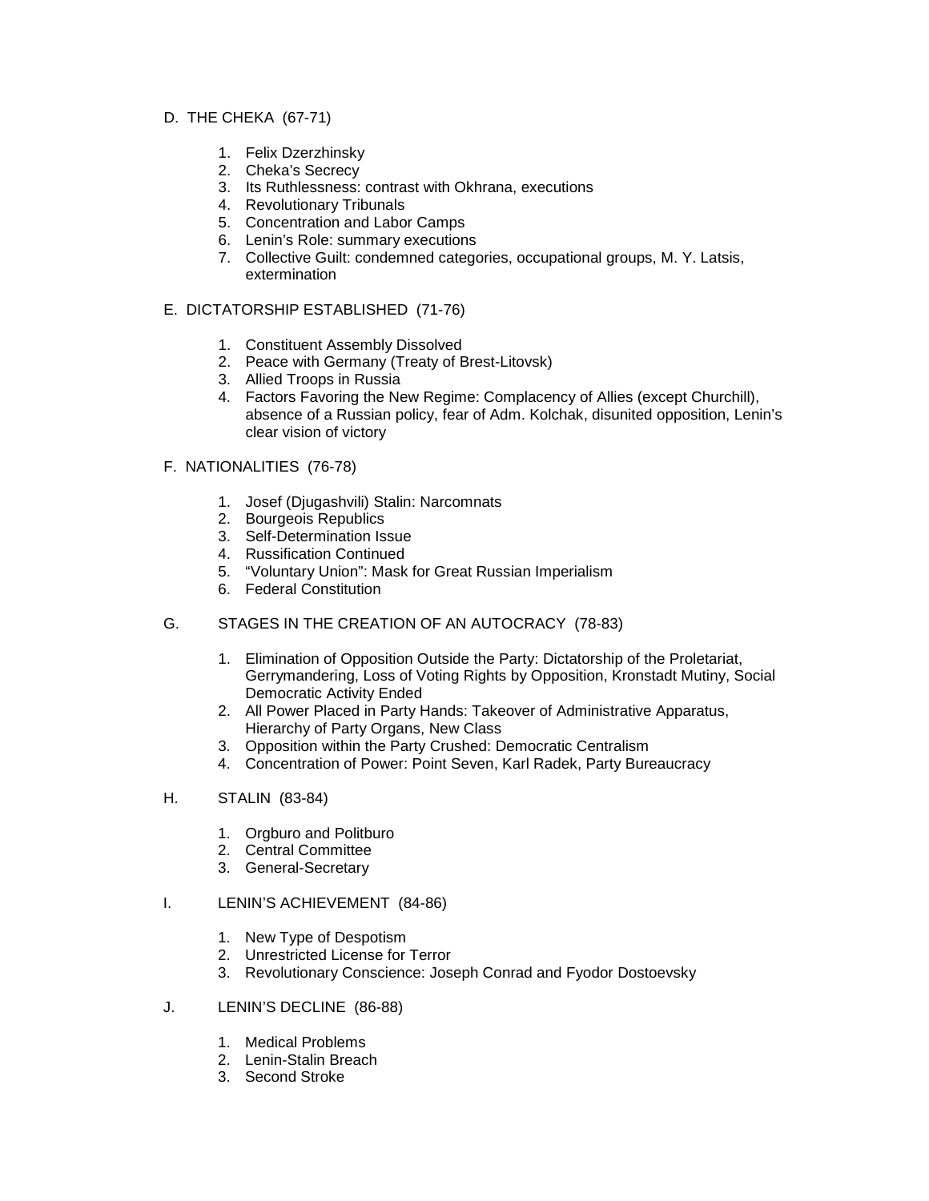## D. THE CHEKA (67-71)

1. Felix Dzerzhinsky
2. Cheka's Secrecy
3. Its Ruthlessness: contrast with Okhrana, executions
4. Revolutionary Tribunals
5. Concentration and Labor Camps
6. Lenin's Role: summary executions
7. Collective Guilt: condemned categories, occupational groups, M. Y. Latsis, extermination

## E. DICTATORSHIP ESTABLISHED (71-76)

1. Constituent Assembly Dissolved
2. Peace with Germany (Treaty of Brest-Litovsk)
3. Allied Troops in Russia
4. Factors Favoring the New Regime: Complacency of Allies (except Churchill), absence of a Russian policy, fear of Adm. Kolchak, disunited opposition, Lenin's clear vision of victory

## F. NATIONALITIES (76-78)

1. Josef (Djugashvili) Stalin: Narcomnats
2. Bourgeois Republics
3. Self-Determination Issue
4. Russification Continued
5. "Voluntary Union": Mask for Great Russian Imperialism
6. Federal Constitution

## G. STAGES IN THE CREATION OF AN AUTOCRACY (78-83)

1. Elimination of Opposition Outside the Party: Dictatorship of the Proletariat, Gerrymandering, Loss of Voting Rights by Opposition, Kronstadt Mutiny, Social Democratic Activity Ended
2. All Power Placed in Party Hands: Takeover of Administrative Apparatus, Hierarchy of Party Organs, New Class
3. Opposition within the Party Crushed: Democratic Centralism
4. Concentration of Power: Point Seven, Karl Radek, Party Bureaucracy

## H. STALIN (83-84)

1. Orgburo and Politburo
2. Central Committee
3. General-Secretary

## I. LENIN'S ACHIEVEMENT (84-86)

1. New Type of Despotism
2. Unrestricted License for Terror
3. Revolutionary Conscience: Joseph Conrad and Fyodor Dostoevsky

## J. LENIN'S DECLINE (86-88)

1. Medical Problems
2. Lenin-Stalin Breach
3. Second Stroke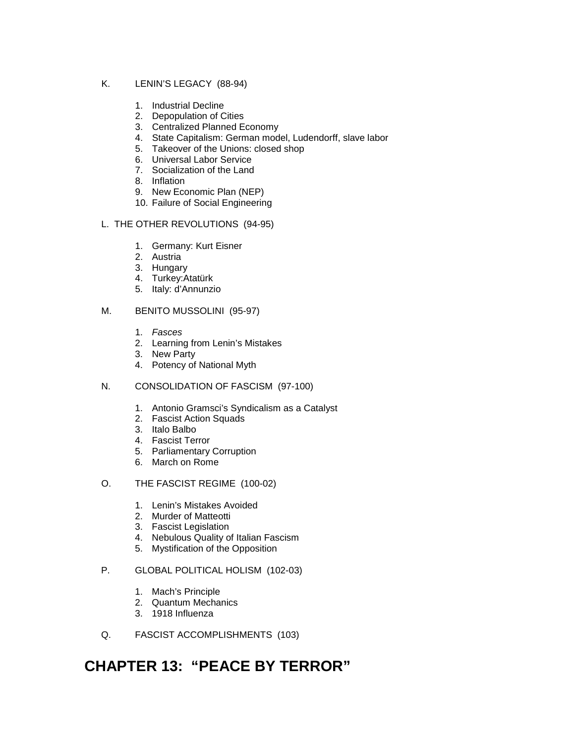K. LENIN'S LEGACY (88-94)

1. Industrial Decline
2. Depopulation of Cities
3. Centralized Planned Economy
4. State Capitalism: German model, Ludendorff, slave labor
5. Takeover of the Unions: closed shop
6. Universal Labor Service
7. Socialization of the Land
8. Inflation
9. New Economic Plan (NEP)
10. Failure of Social Engineering

L. THE OTHER REVOLUTIONS (94-95)

1. Germany: Kurt Eisner
2. Austria
3. Hungary
4. Turkey:Atatürk
5. Italy: d'Annunzio

M. BENITO MUSSOLINI (95-97)

1. *Fasces*
2. Learning from Lenin's Mistakes
3. New Party
4. Potency of National Myth

N. CONSOLIDATION OF FASCISM (97-100)

1. Antonio Gramsci's Syndicalism as a Catalyst
2. Fascist Action Squads
3. Italo Balbo
4. Fascist Terror
5. Parliamentary Corruption
6. March on Rome

O. THE FASCIST REGIME (100-02)

1. Lenin's Mistakes Avoided
2. Murder of Matteotti
3. Fascist Legislation
4. Nebulous Quality of Italian Fascism
5. Mystification of the Opposition

P. GLOBAL POLITICAL HOLISM (102-03)

1. Mach's Principle
2. Quantum Mechanics
3. 1918 Influenza

Q. FASCIST ACCOMPLISHMENTS (103)

# CHAPTER 13: "PEACE BY TERROR"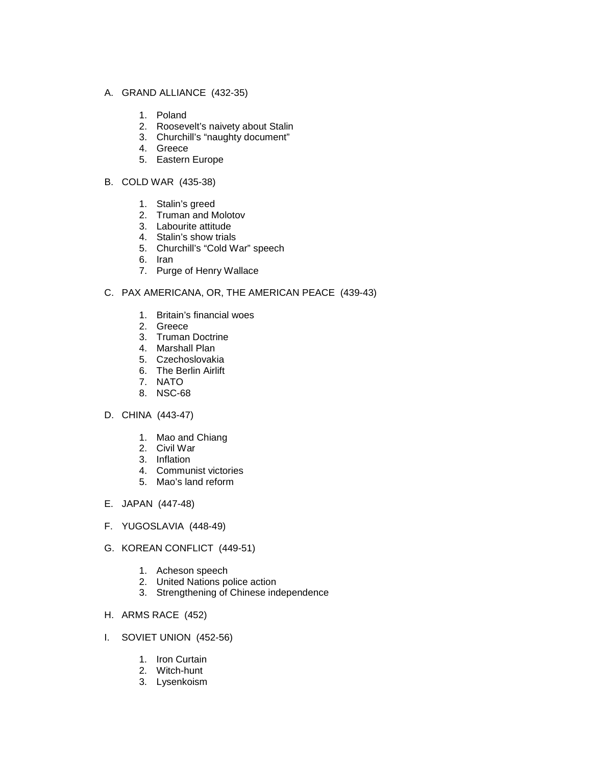A. GRAND ALLIANCE (432-35)

1. Poland
2. Roosevelt's naivety about Stalin
3. Churchill's "naughty document"
4. Greece
5. Eastern Europe

B. COLD WAR (435-38)

1. Stalin's greed
2. Truman and Molotov
3. Labourite attitude
4. Stalin's show trials
5. Churchill's "Cold War" speech
6. Iran
7. Purge of Henry Wallace

C. PAX AMERICANA, OR, THE AMERICAN PEACE (439-43)

1. Britain's financial woes
2. Greece
3. Truman Doctrine
4. Marshall Plan
5. Czechoslovakia
6. The Berlin Airlift
7. NATO
8. NSC-68

D. CHINA (443-47)

1. Mao and Chiang
2. Civil War
3. Inflation
4. Communist victories
5. Mao's land reform

E. JAPAN (447-48)

F. YUGOSLAVIA (448-49)

G. KOREAN CONFLICT (449-51)

1. Acheson speech
2. United Nations police action
3. Strengthening of Chinese independence

H. ARMS RACE (452)

I. SOVIET UNION (452-56)

1. Iron Curtain
2. Witch-hunt
3. Lysenkoism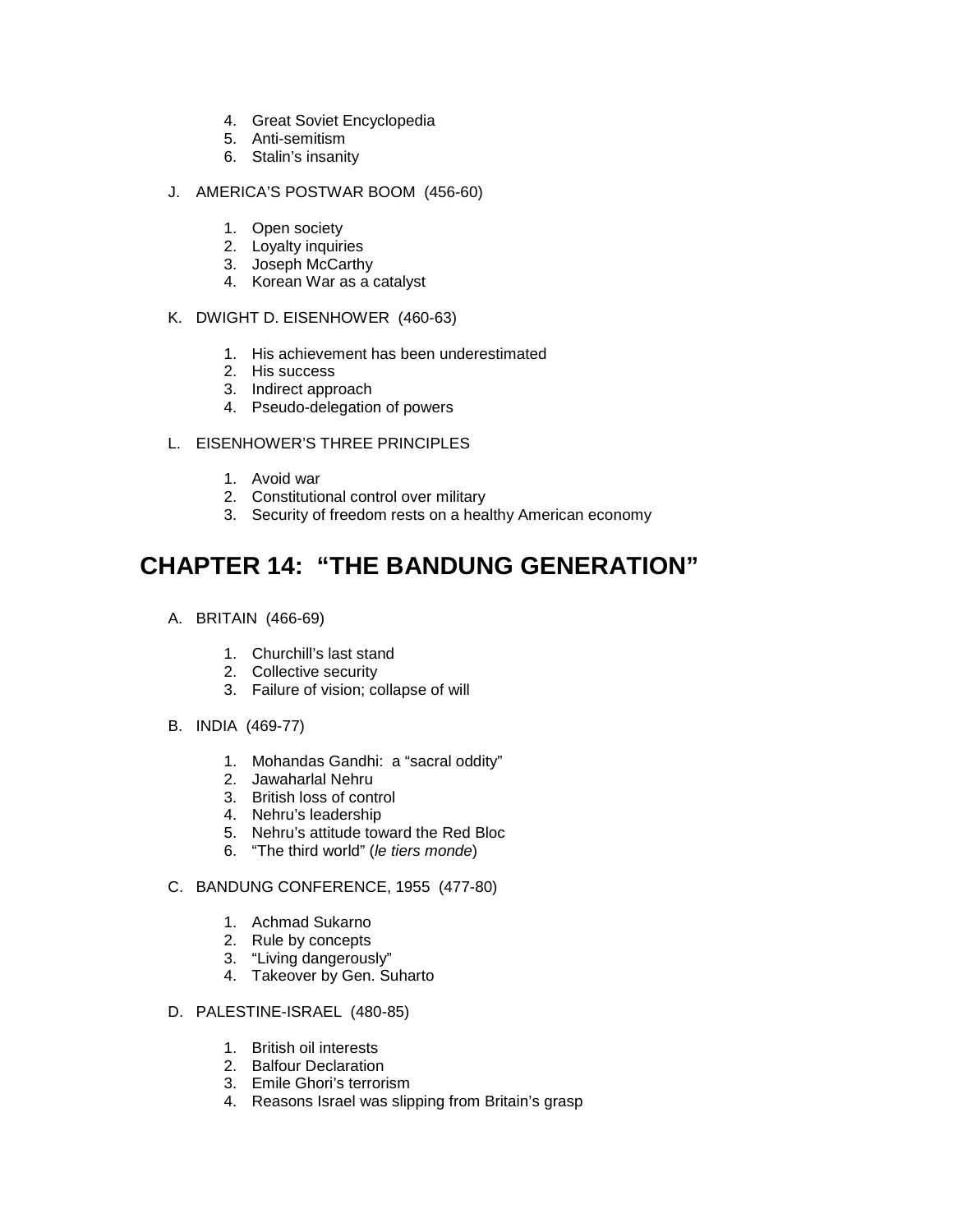4. Great Soviet Encyclopedia
5. Anti-semitism
6. Stalin's insanity

J. AMERICA'S POSTWAR BOOM (456-60)

1. Open society
2. Loyalty inquiries
3. Joseph McCarthy
4. Korean War as a catalyst

K. DWIGHT D. EISENHOWER (460-63)

1. His achievement has been underestimated
2. His success
3. Indirect approach
4. Pseudo-delegation of powers

L. EISENHOWER'S THREE PRINCIPLES

1. Avoid war
2. Constitutional control over military
3. Security of freedom rests on a healthy American economy

# CHAPTER 14: "THE BANDUNG GENERATION"

A. BRITAIN (466-69)

1. Churchill's last stand
2. Collective security
3. Failure of vision; collapse of will

B. INDIA (469-77)

1. Mohandas Gandhi: a "sacral oddity"
2. Jawaharlal Nehru
3. British loss of control
4. Nehru's leadership
5. Nehru's attitude toward the Red Bloc
6. "The third world" (*le tiers monde*)

C. BANDUNG CONFERENCE, 1955 (477-80)

1. Achmad Sukarno
2. Rule by concepts
3. "Living dangerously"
4. Takeover by Gen. Suharto

D. PALESTINE-ISRAEL (480-85)

1. British oil interests
2. Balfour Declaration
3. Emile Ghori's terrorism
4. Reasons Israel was slipping from Britain's grasp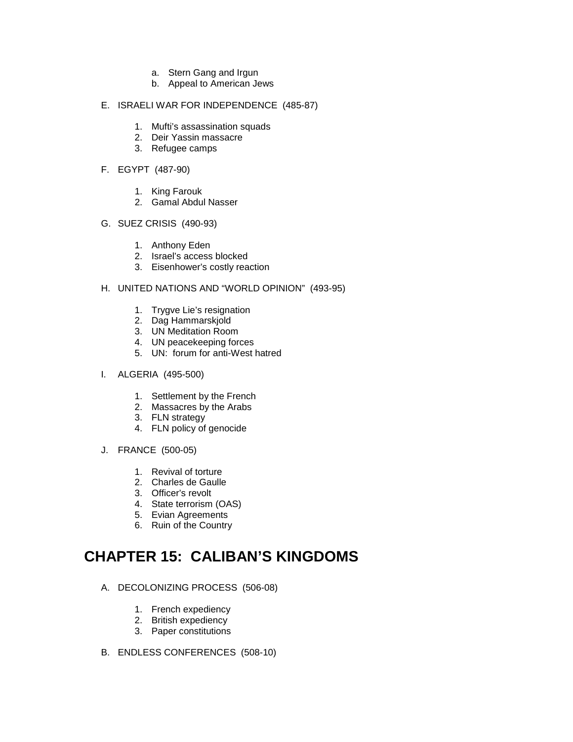a. Stern Gang and Irgun
   b. Appeal to American Jews

E. ISRAELI WAR FOR INDEPENDENCE (485-87)

   1. Mufti's assassination squads
   2. Deir Yassin massacre
   3. Refugee camps

F. EGYPT (487-90)

   1. King Farouk
   2. Gamal Abdul Nasser

G. SUEZ CRISIS (490-93)

   1. Anthony Eden
   2. Israel's access blocked
   3. Eisenhower's costly reaction

H. UNITED NATIONS AND "WORLD OPINION" (493-95)

   1. Trygve Lie's resignation
   2. Dag Hammarskjold
   3. UN Meditation Room
   4. UN peacekeeping forces
   5. UN: forum for anti-West hatred

I. ALGERIA (495-500)

   1. Settlement by the French
   2. Massacres by the Arabs
   3. FLN strategy
   4. FLN policy of genocide

J. FRANCE (500-05)

   1. Revival of torture
   2. Charles de Gaulle
   3. Officer's revolt
   4. State terrorism (OAS)
   5. Evian Agreements
   6. Ruin of the Country

# CHAPTER 15: CALIBAN'S KINGDOMS

A. DECOLONIZING PROCESS (506-08)

   1. French expediency
   2. British expediency
   3. Paper constitutions

B. ENDLESS CONFERENCES (508-10)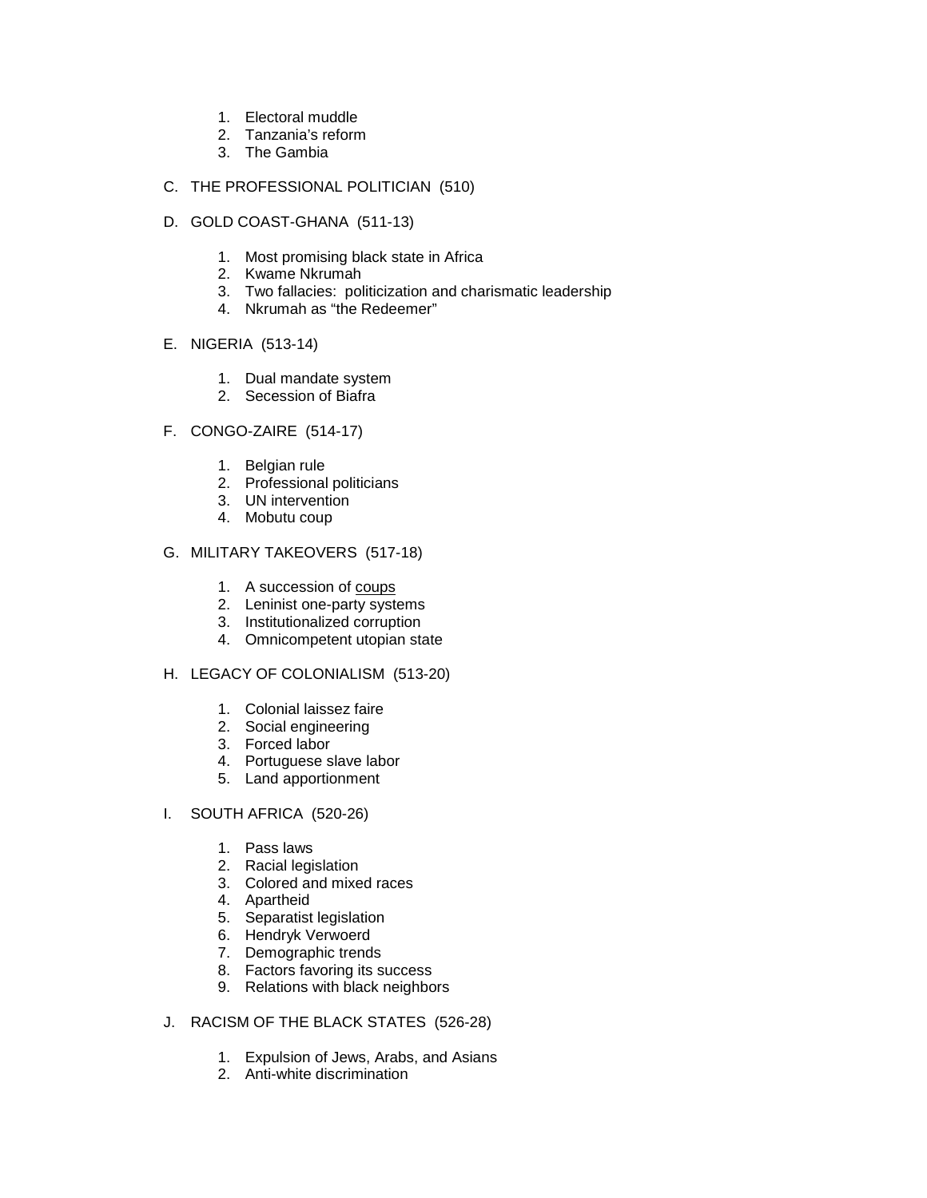1. Electoral muddle
2. Tanzania's reform
3. The Gambia

C. THE PROFESSIONAL POLITICIAN (510)

D. GOLD COAST-GHANA (511-13)

1. Most promising black state in Africa
2. Kwame Nkrumah
3. Two fallacies: politicization and charismatic leadership
4. Nkrumah as "the Redeemer"

E. NIGERIA (513-14)

1. Dual mandate system
2. Secession of Biafra

F. CONGO-ZAIRE (514-17)

1. Belgian rule
2. Professional politicians
3. UN intervention
4. Mobutu coup

G. MILITARY TAKEOVERS (517-18)

1. A succession of <u>coups</u>
2. Leninist one-party systems
3. Institutionalized corruption
4. Omnicompetent utopian state

H. LEGACY OF COLONIALISM (513-20)

1. Colonial laissez faire
2. Social engineering
3. Forced labor
4. Portuguese slave labor
5. Land apportionment

I. SOUTH AFRICA (520-26)

1. Pass laws
2. Racial legislation
3. Colored and mixed races
4. Apartheid
5. Separatist legislation
6. Hendryk Verwoerd
7. Demographic trends
8. Factors favoring its success
9. Relations with black neighbors

J. RACISM OF THE BLACK STATES (526-28)

1. Expulsion of Jews, Arabs, and Asians
2. Anti-white discrimination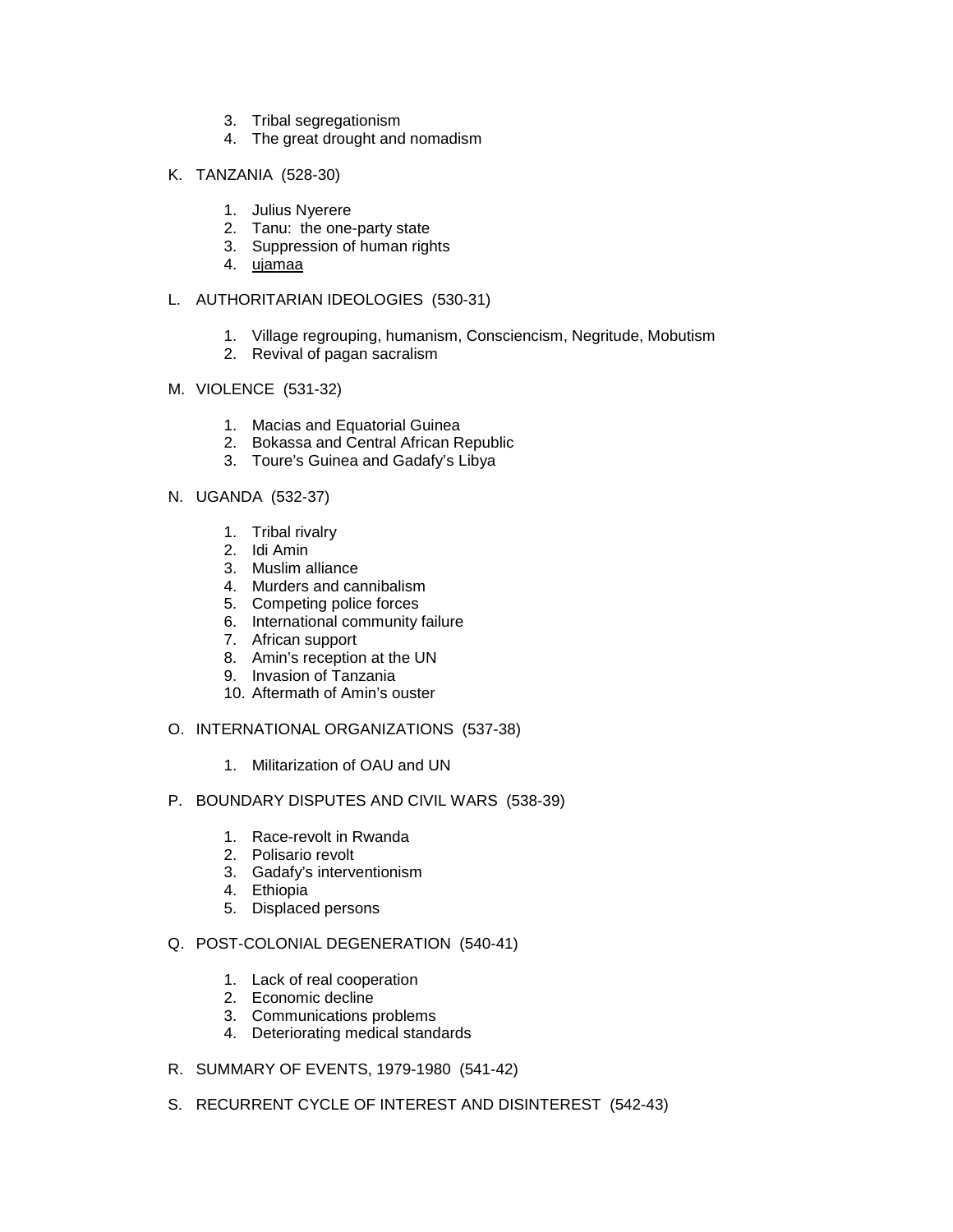3. Tribal segregationism
4. The great drought and nomadism

K. TANZANIA (528-30)

1. Julius Nyerere
2. Tanu: the one-party state
3. Suppression of human rights
4. <u>ujamaa</u>

L. AUTHORITARIAN IDEOLOGIES (530-31)

1. Village regrouping, humanism, Consciencism, Negritude, Mobutism
2. Revival of pagan sacralism

M. VIOLENCE (531-32)

1. Macias and Equatorial Guinea
2. Bokassa and Central African Republic
3. Toure's Guinea and Gadafy's Libya

N. UGANDA (532-37)

1. Tribal rivalry
2. Idi Amin
3. Muslim alliance
4. Murders and cannibalism
5. Competing police forces
6. International community failure
7. African support
8. Amin's reception at the UN
9. Invasion of Tanzania
10. Aftermath of Amin's ouster

O. INTERNATIONAL ORGANIZATIONS (537-38)

1. Militarization of OAU and UN

P. BOUNDARY DISPUTES AND CIVIL WARS (538-39)

1. Race-revolt in Rwanda
2. Polisario revolt
3. Gadafy's interventionism
4. Ethiopia
5. Displaced persons

Q. POST-COLONIAL DEGENERATION (540-41)

1. Lack of real cooperation
2. Economic decline
3. Communications problems
4. Deteriorating medical standards

R. SUMMARY OF EVENTS, 1979-1980 (541-42)

S. RECURRENT CYCLE OF INTEREST AND DISINTEREST (542-43)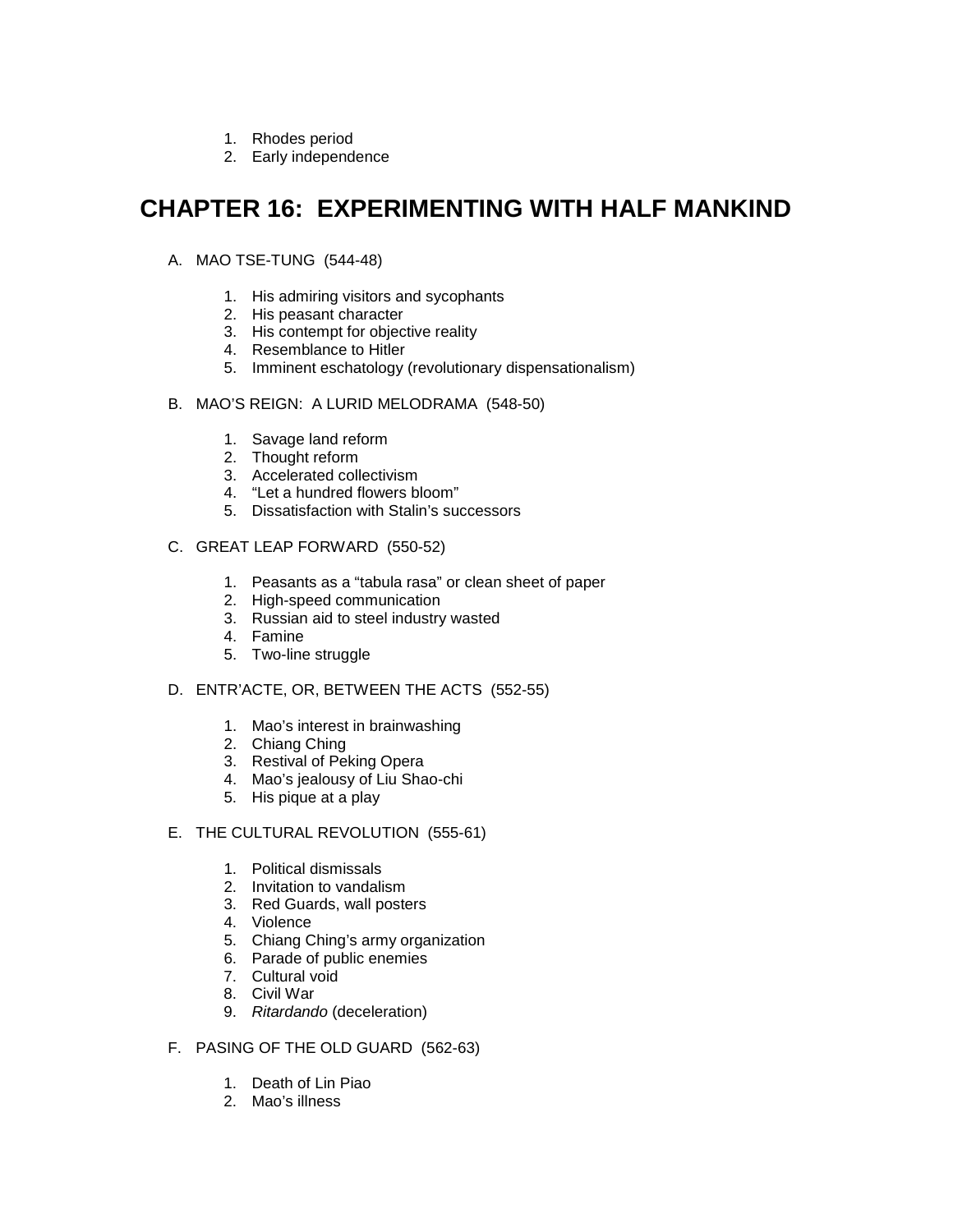1. Rhodes period
2. Early independence

# CHAPTER 16: EXPERIMENTING WITH HALF MANKIND

A. MAO TSE-TUNG (544-48)

1. His admiring visitors and sycophants
2. His peasant character
3. His contempt for objective reality
4. Resemblance to Hitler
5. Imminent eschatology (revolutionary dispensationalism)

B. MAO'S REIGN: A LURID MELODRAMA (548-50)

1. Savage land reform
2. Thought reform
3. Accelerated collectivism
4. "Let a hundred flowers bloom"
5. Dissatisfaction with Stalin's successors

C. GREAT LEAP FORWARD (550-52)

1. Peasants as a "tabula rasa" or clean sheet of paper
2. High-speed communication
3. Russian aid to steel industry wasted
4. Famine
5. Two-line struggle

D. ENTR'ACTE, OR, BETWEEN THE ACTS (552-55)

1. Mao's interest in brainwashing
2. Chiang Ching
3. Restival of Peking Opera
4. Mao's jealousy of Liu Shao-chi
5. His pique at a play

E. THE CULTURAL REVOLUTION (555-61)

1. Political dismissals
2. Invitation to vandalism
3. Red Guards, wall posters
4. Violence
5. Chiang Ching's army organization
6. Parade of public enemies
7. Cultural void
8. Civil War
9. *Ritardando* (deceleration)

F. PASING OF THE OLD GUARD (562-63)

1. Death of Lin Piao
2. Mao's illness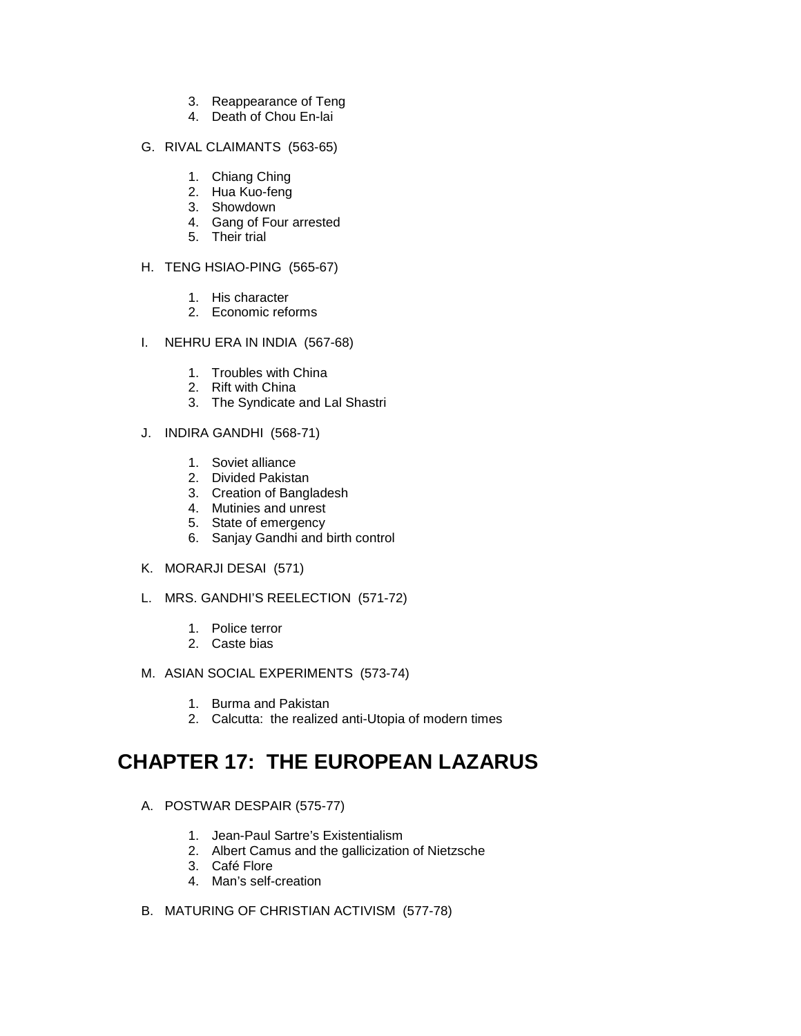3. Reappearance of Teng
4. Death of Chou En-lai

G. RIVAL CLAIMANTS (563-65)

1. Chiang Ching
2. Hua Kuo-feng
3. Showdown
4. Gang of Four arrested
5. Their trial

H. TENG HSIAO-PING (565-67)

1. His character
2. Economic reforms

I. NEHRU ERA IN INDIA (567-68)

1. Troubles with China
2. Rift with China
3. The Syndicate and Lal Shastri

J. INDIRA GANDHI (568-71)

1. Soviet alliance
2. Divided Pakistan
3. Creation of Bangladesh
4. Mutinies and unrest
5. State of emergency
6. Sanjay Gandhi and birth control

K. MORARJI DESAI (571)

L. MRS. GANDHI'S REELECTION (571-72)

1. Police terror
2. Caste bias

M. ASIAN SOCIAL EXPERIMENTS (573-74)

1. Burma and Pakistan
2. Calcutta: the realized anti-Utopia of modern times

## CHAPTER 17: THE EUROPEAN LAZARUS

A. POSTWAR DESPAIR (575-77)

1. Jean-Paul Sartre's Existentialism
2. Albert Camus and the gallicization of Nietzsche
3. Café Flore
4. Man's self-creation

B. MATURING OF CHRISTIAN ACTIVISM (577-78)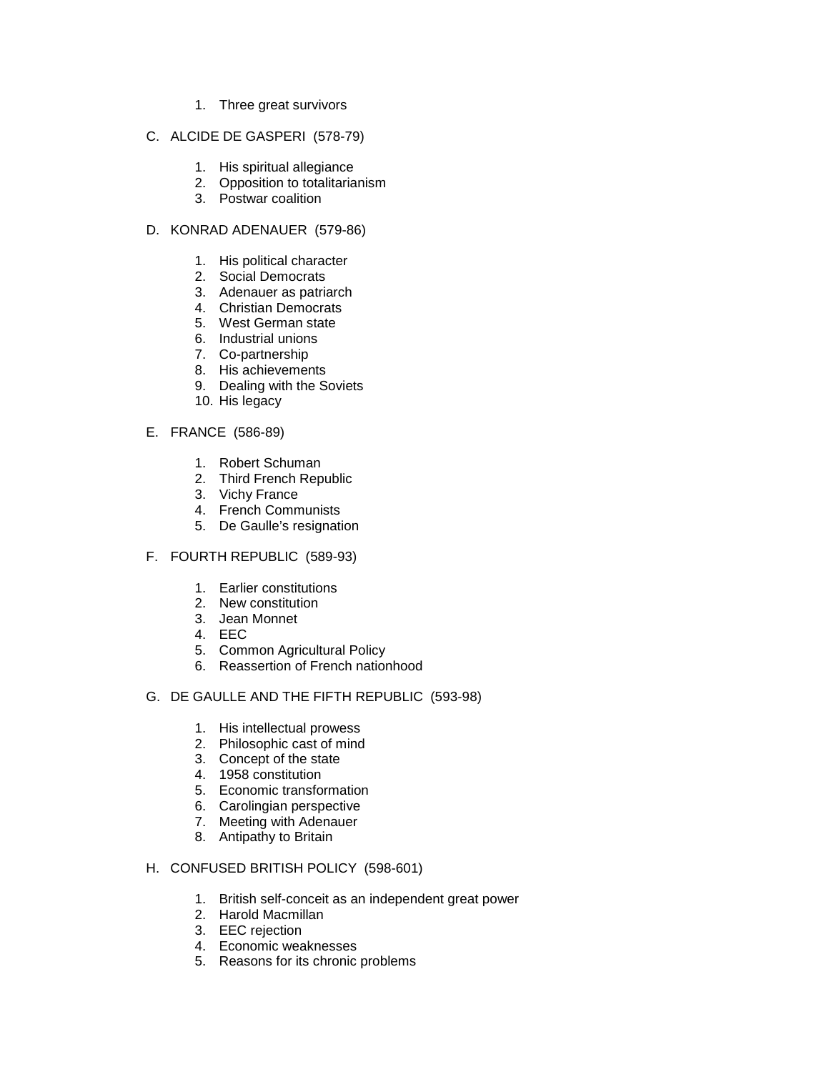1. Three great survivors

C. ALCIDE DE GASPERI (578-79)

1. His spiritual allegiance
2. Opposition to totalitarianism
3. Postwar coalition

D. KONRAD ADENAUER (579-86)

1. His political character
2. Social Democrats
3. Adenauer as patriarch
4. Christian Democrats
5. West German state
6. Industrial unions
7. Co-partnership
8. His achievements
9. Dealing with the Soviets
10. His legacy

E. FRANCE (586-89)

1. Robert Schuman
2. Third French Republic
3. Vichy France
4. French Communists
5. De Gaulle's resignation

F. FOURTH REPUBLIC (589-93)

1. Earlier constitutions
2. New constitution
3. Jean Monnet
4. EEC
5. Common Agricultural Policy
6. Reassertion of French nationhood

G. DE GAULLE AND THE FIFTH REPUBLIC (593-98)

1. His intellectual prowess
2. Philosophic cast of mind
3. Concept of the state
4. 1958 constitution
5. Economic transformation
6. Carolingian perspective
7. Meeting with Adenauer
8. Antipathy to Britain

H. CONFUSED BRITISH POLICY (598-601)

1. British self-conceit as an independent great power
2. Harold Macmillan
3. EEC rejection
4. Economic weaknesses
5. Reasons for its chronic problems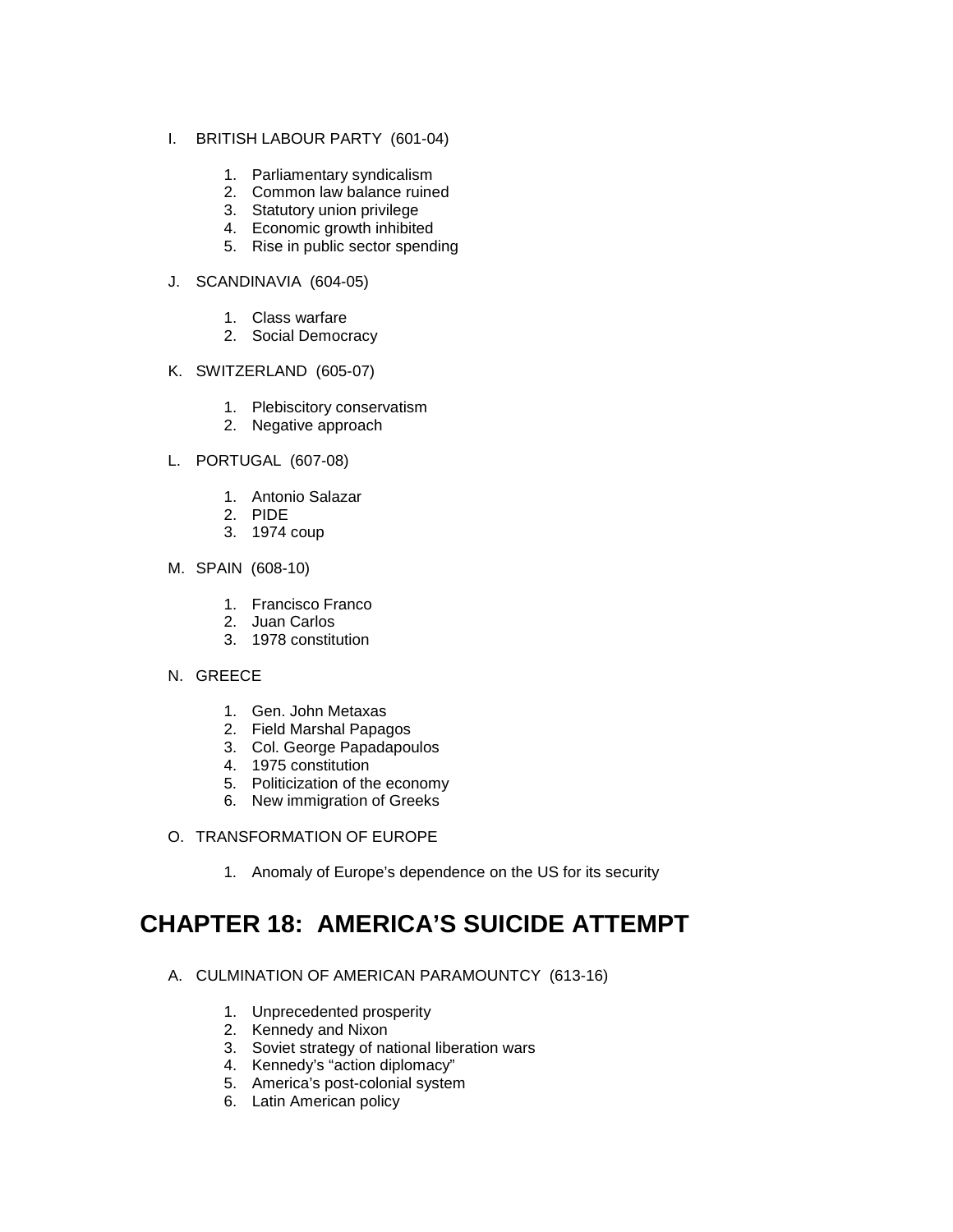I. BRITISH LABOUR PARTY (601-04)

1. Parliamentary syndicalism
2. Common law balance ruined
3. Statutory union privilege
4. Economic growth inhibited
5. Rise in public sector spending

J. SCANDINAVIA (604-05)

1. Class warfare
2. Social Democracy

K. SWITZERLAND (605-07)

1. Plebiscitory conservatism
2. Negative approach

L. PORTUGAL (607-08)

1. Antonio Salazar
2. PIDE
3. 1974 coup

M. SPAIN (608-10)

1. Francisco Franco
2. Juan Carlos
3. 1978 constitution

N. GREECE

1. Gen. John Metaxas
2. Field Marshal Papagos
3. Col. George Papadapoulos
4. 1975 constitution
5. Politicization of the economy
6. New immigration of Greeks

O. TRANSFORMATION OF EUROPE

1. Anomaly of Europe's dependence on the US for its security

## CHAPTER 18: AMERICA'S SUICIDE ATTEMPT

A. CULMINATION OF AMERICAN PARAMOUNTCY (613-16)

1. Unprecedented prosperity
2. Kennedy and Nixon
3. Soviet strategy of national liberation wars
4. Kennedy's "action diplomacy"
5. America's post-colonial system
6. Latin American policy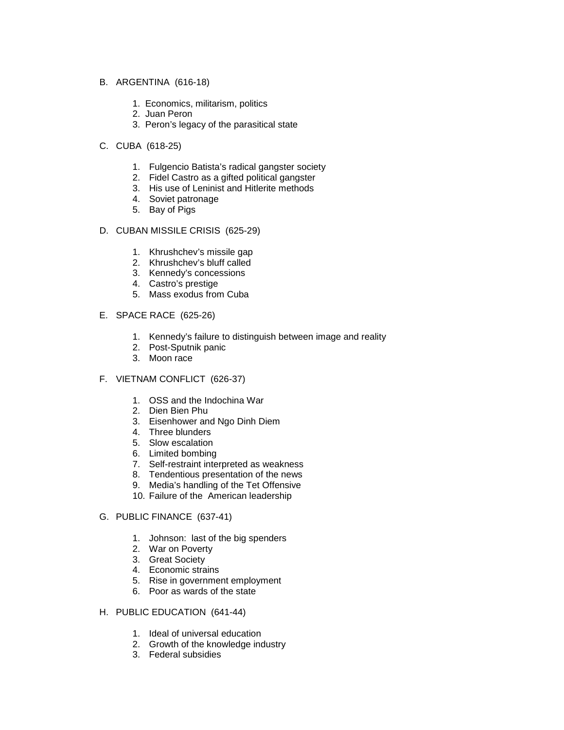B. ARGENTINA (616-18)

1. Economics, militarism, politics
2. Juan Peron
3. Peron's legacy of the parasitical state

C. CUBA (618-25)

1. Fulgencio Batista's radical gangster society
2. Fidel Castro as a gifted political gangster
3. His use of Leninist and Hitlerite methods
4. Soviet patronage
5. Bay of Pigs

D. CUBAN MISSILE CRISIS (625-29)

1. Khrushchev's missile gap
2. Khrushchev's bluff called
3. Kennedy's concessions
4. Castro's prestige
5. Mass exodus from Cuba

E. SPACE RACE (625-26)

1. Kennedy's failure to distinguish between image and reality
2. Post-Sputnik panic
3. Moon race

F. VIETNAM CONFLICT (626-37)

1. OSS and the Indochina War
2. Dien Bien Phu
3. Eisenhower and Ngo Dinh Diem
4. Three blunders
5. Slow escalation
6. Limited bombing
7. Self-restraint interpreted as weakness
8. Tendentious presentation of the news
9. Media's handling of the Tet Offensive
10. Failure of the American leadership

G. PUBLIC FINANCE (637-41)

1. Johnson: last of the big spenders
2. War on Poverty
3. Great Society
4. Economic strains
5. Rise in government employment
6. Poor as wards of the state

H. PUBLIC EDUCATION (641-44)

1. Ideal of universal education
2. Growth of the knowledge industry
3. Federal subsidies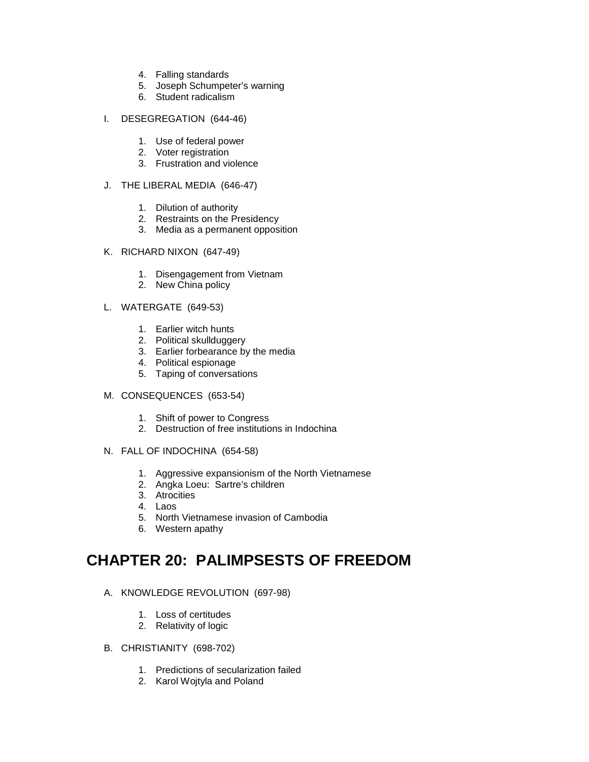4. Falling standards
5. Joseph Schumpeter's warning
6. Student radicalism

I. DESEGREGATION (644-46)

1. Use of federal power
2. Voter registration
3. Frustration and violence

J. THE LIBERAL MEDIA (646-47)

1. Dilution of authority
2. Restraints on the Presidency
3. Media as a permanent opposition

K. RICHARD NIXON (647-49)

1. Disengagement from Vietnam
2. New China policy

L. WATERGATE (649-53)

1. Earlier witch hunts
2. Political skullduggery
3. Earlier forbearance by the media
4. Political espionage
5. Taping of conversations

M. CONSEQUENCES (653-54)

1. Shift of power to Congress
2. Destruction of free institutions in Indochina

N. FALL OF INDOCHINA (654-58)

1. Aggressive expansionism of the North Vietnamese
2. Angka Loeu: Sartre's children
3. Atrocities
4. Laos
5. North Vietnamese invasion of Cambodia
6. Western apathy

## CHAPTER 20: PALIMPSESTS OF FREEDOM

A. KNOWLEDGE REVOLUTION (697-98)

1. Loss of certitudes
2. Relativity of logic

B. CHRISTIANITY (698-702)

1. Predictions of secularization failed
2. Karol Wojtyla and Poland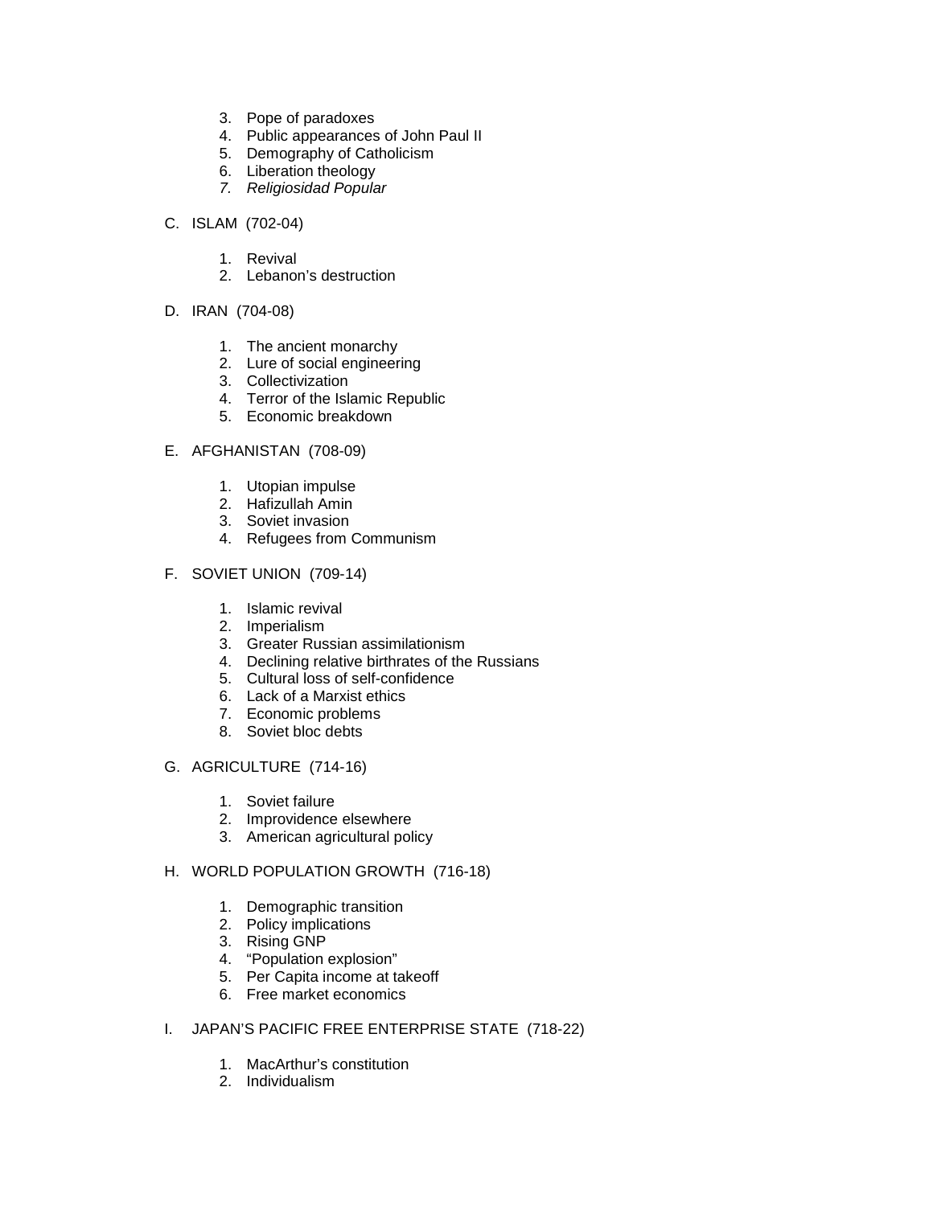3. Pope of paradoxes
4. Public appearances of John Paul II
5. Demography of Catholicism
6. Liberation theology
7. *Religiosidad Popular*

C. ISLAM (702-04)

1. Revival
2. Lebanon's destruction

D. IRAN (704-08)

1. The ancient monarchy
2. Lure of social engineering
3. Collectivization
4. Terror of the Islamic Republic
5. Economic breakdown

E. AFGHANISTAN (708-09)

1. Utopian impulse
2. Hafizullah Amin
3. Soviet invasion
4. Refugees from Communism

F. SOVIET UNION (709-14)

1. Islamic revival
2. Imperialism
3. Greater Russian assimilationism
4. Declining relative birthrates of the Russians
5. Cultural loss of self-confidence
6. Lack of a Marxist ethics
7. Economic problems
8. Soviet bloc debts

G. AGRICULTURE (714-16)

1. Soviet failure
2. Improvidence elsewhere
3. American agricultural policy

H. WORLD POPULATION GROWTH (716-18)

1. Demographic transition
2. Policy implications
3. Rising GNP
4. "Population explosion"
5. Per Capita income at takeoff
6. Free market economics

I. JAPAN'S PACIFIC FREE ENTERPRISE STATE (718-22)

1. MacArthur's constitution
2. Individualism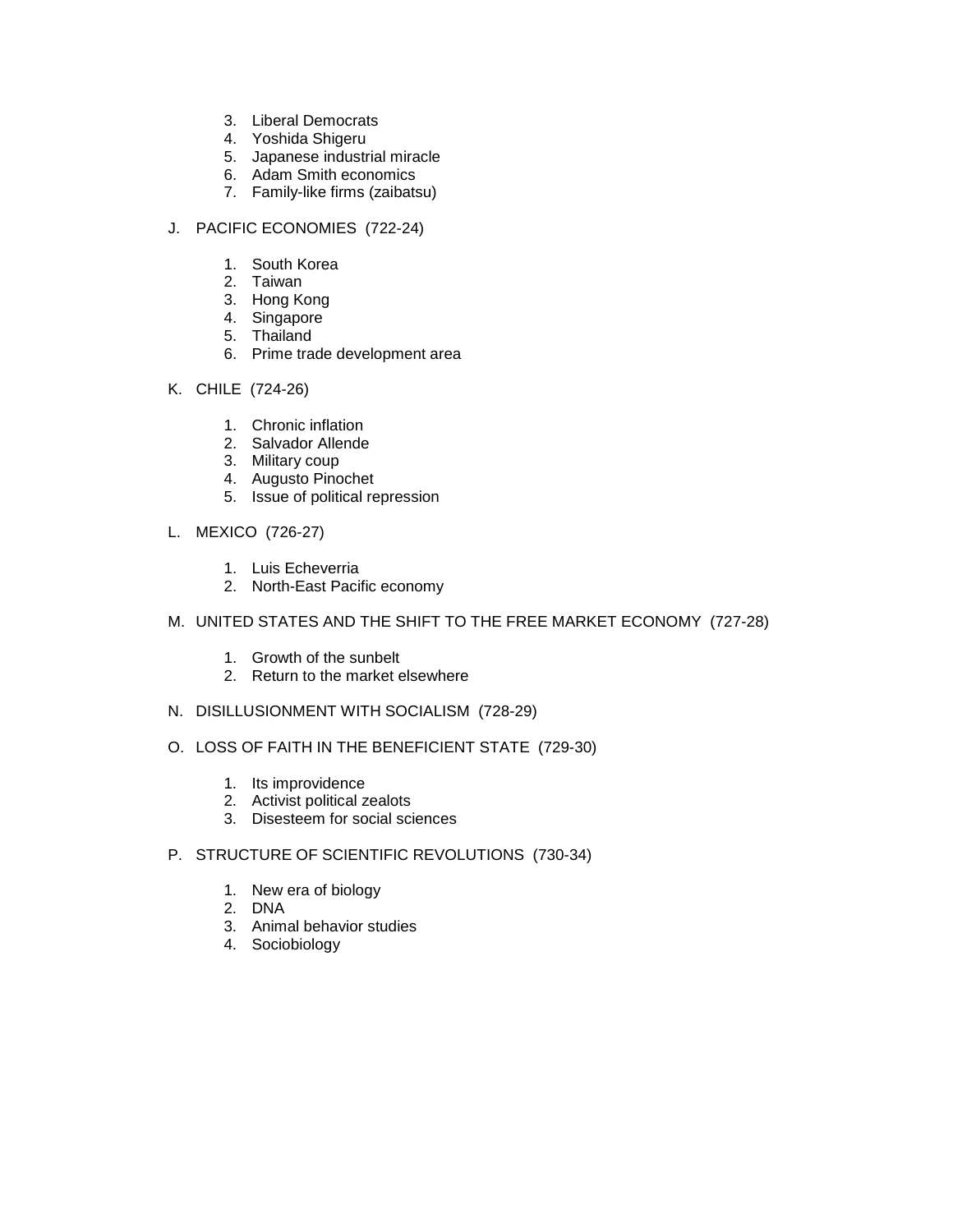3. Liberal Democrats
4. Yoshida Shigeru
5. Japanese industrial miracle
6. Adam Smith economics
7. Family-like firms (zaibatsu)

J. PACIFIC ECONOMIES (722-24)

1. South Korea
2. Taiwan
3. Hong Kong
4. Singapore
5. Thailand
6. Prime trade development area

K. CHILE (724-26)

1. Chronic inflation
2. Salvador Allende
3. Military coup
4. Augusto Pinochet
5. Issue of political repression

L. MEXICO (726-27)

1. Luis Echeverria
2. North-East Pacific economy

M. UNITED STATES AND THE SHIFT TO THE FREE MARKET ECONOMY (727-28)

1. Growth of the sunbelt
2. Return to the market elsewhere

N. DISILLUSIONMENT WITH SOCIALISM (728-29)

O. LOSS OF FAITH IN THE BENEFICIENT STATE (729-30)

1. Its improvidence
2. Activist political zealots
3. Disesteem for social sciences

P. STRUCTURE OF SCIENTIFIC REVOLUTIONS (730-34)

1. New era of biology
2. DNA
3. Animal behavior studies
4. Sociobiology